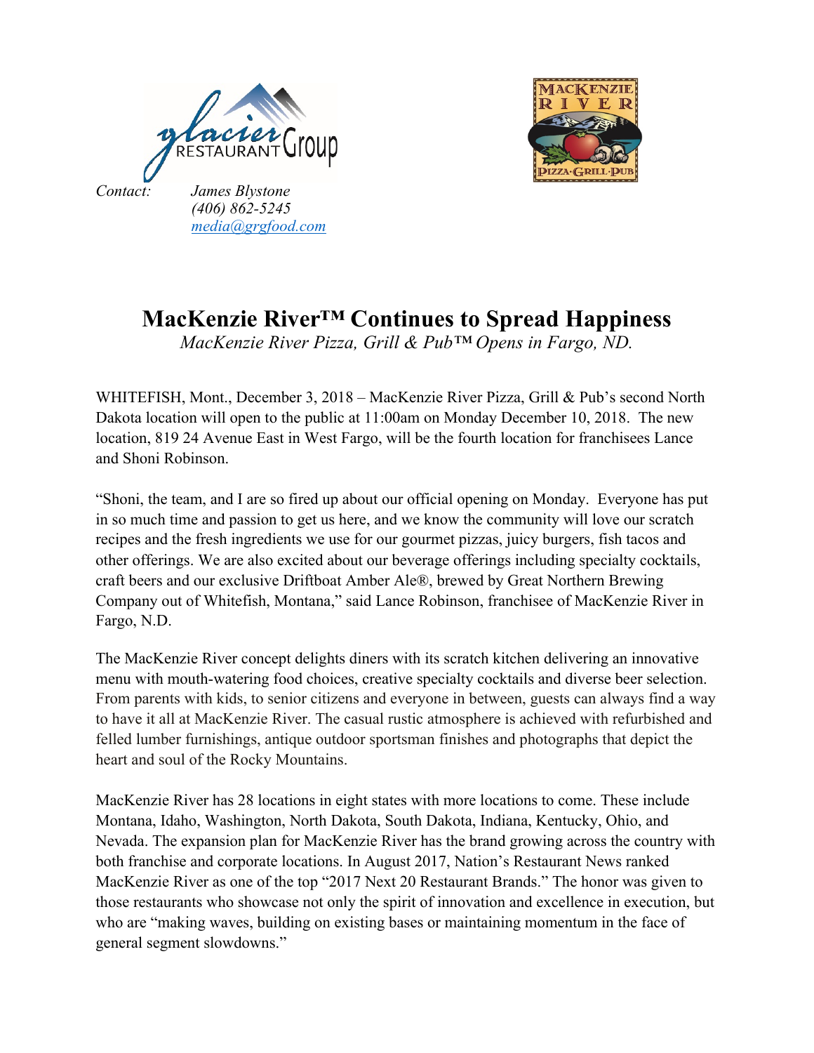*Contact:* *James Blystone*
*(406) 862-5245*
*[media@grgfood.com](mailto:media@grgfood.com)*

# MacKenzie River™ Continues to Spread Happiness

*MacKenzie River Pizza, Grill & Pub™ Opens in Fargo, ND.*

WHITEFISH, Mont., December 3, 2018 – MacKenzie River Pizza, Grill & Pub's second North Dakota location will open to the public at 11:00am on Monday December 10, 2018. The new location, 819 24 Avenue East in West Fargo, will be the fourth location for franchisees Lance and Shoni Robinson.

"Shoni, the team, and I are so fired up about our official opening on Monday. Everyone has put in so much time and passion to get us here, and we know the community will love our scratch recipes and the fresh ingredients we use for our gourmet pizzas, juicy burgers, fish tacos and other offerings. We are also excited about our beverage offerings including specialty cocktails, craft beers and our exclusive Driftboat Amber Ale®, brewed by Great Northern Brewing Company out of Whitefish, Montana," said Lance Robinson, franchisee of MacKenzie River in Fargo, N.D.

The MacKenzie River concept delights diners with its scratch kitchen delivering an innovative menu with mouth-watering food choices, creative specialty cocktails and diverse beer selection. From parents with kids, to senior citizens and everyone in between, guests can always find a way to have it all at MacKenzie River. The casual rustic atmosphere is achieved with refurbished and felled lumber furnishings, antique outdoor sportsman finishes and photographs that depict the heart and soul of the Rocky Mountains.

MacKenzie River has 28 locations in eight states with more locations to come. These include Montana, Idaho, Washington, North Dakota, South Dakota, Indiana, Kentucky, Ohio, and Nevada. The expansion plan for MacKenzie River has the brand growing across the country with both franchise and corporate locations. In August 2017, Nation's Restaurant News ranked MacKenzie River as one of the top "2017 Next 20 Restaurant Brands." The honor was given to those restaurants who showcase not only the spirit of innovation and excellence in execution, but who are "making waves, building on existing bases or maintaining momentum in the face of general segment slowdowns."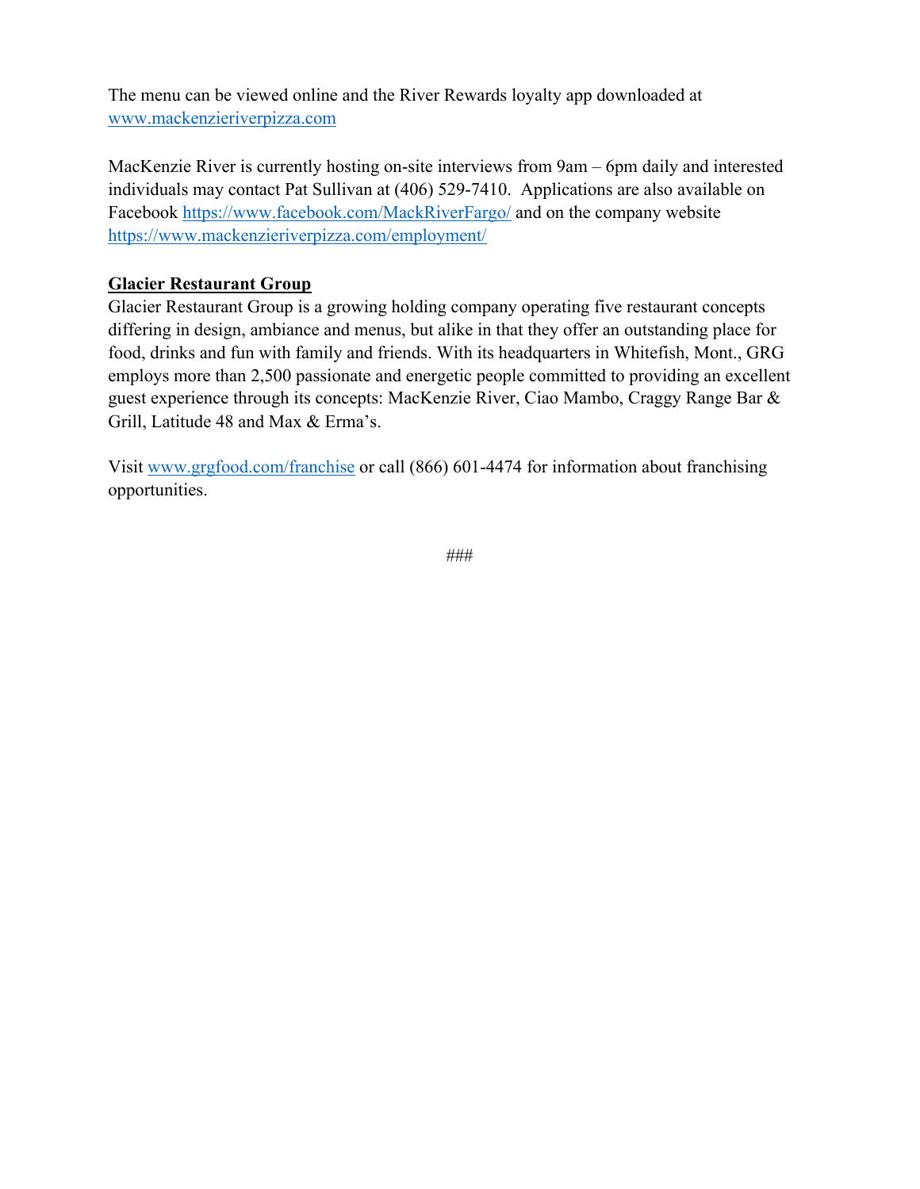The menu can be viewed online and the River Rewards loyalty app downloaded at [www.mackenzieriverpizza.com](www.mackenzieriverpizza.com)

MacKenzie River is currently hosting on-site interviews from 9am – 6pm daily and interested individuals may contact Pat Sullivan at (406) 529-7410. Applications are also available on Facebook [https://www.facebook.com/MackRiverFargo/](https://www.facebook.com/MackRiverFargo/) and on the company website [https://www.mackenzieriverpizza.com/employment/](https://www.mackenzieriverpizza.com/employment/)

**Glacier Restaurant Group**

Glacier Restaurant Group is a growing holding company operating five restaurant concepts differing in design, ambiance and menus, but alike in that they offer an outstanding place for food, drinks and fun with family and friends. With its headquarters in Whitefish, Mont., GRG employs more than 2,500 passionate and energetic people committed to providing an excellent guest experience through its concepts: MacKenzie River, Ciao Mambo, Craggy Range Bar & Grill, Latitude 48 and Max & Erma's.

Visit [www.grgfood.com/franchise](www.grgfood.com/franchise) or call (866) 601-4474 for information about franchising opportunities.

###